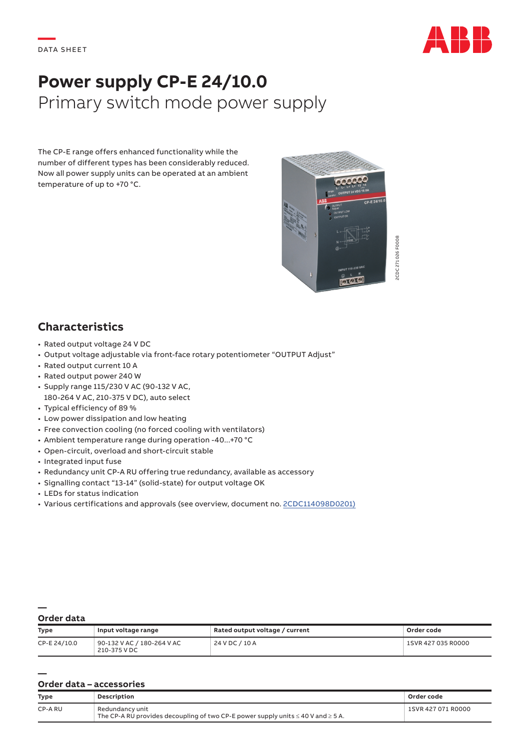DATA SHEET

# Power supply CP-E 24/10.0

## Primary switch mode power supply

The CP-E range offers enhanced functionality while the number of different types has been considerably reduced. Now all power supply units can be operated at an ambient temperature of up to +70 °C.

## Characteristics

- Rated output voltage 24 V DC
- Output voltage adjustable via front-face rotary potentiometer “OUTPUT Adjust”
- Rated output current 10 A
- Rated output power 240 W
- Supply range 115/230 V AC (90-132 V AC, 180-264 V AC, 210-375 V DC), auto select
- Typical efficiency of 89 %
- Low power dissipation and low heating
- Free convection cooling (no forced cooling with ventilators)
- Ambient temperature range during operation -40...+70 °C
- Open-circuit, overload and short-circuit stable
- Integrated input fuse
- Redundancy unit CP-A RU offering true redundancy, available as accessory
- Signalling contact “13-14” (solid-state) for output voltage OK
- LEDs for status indication
- Various certifications and approvals (see overview, document no. 2CDC114098D0201)

## Order data

| Type | Input voltage range | Rated output voltage / current | Order code |
|---|---|---|---|
| CP-E 24/10.0 | 90-132 V AC / 180-264 V AC<br>210-375 V DC | 24 V DC / 10 A | 1SVR 427 035 R0000 |

## Order data – accessories

| Type | Description | Order code |
|---|---|---|
| CP-A RU | Redundancy unit<br>The CP-A RU provides decoupling of two CP-E power supply units ≤ 40 V and ≥ 5 A. | 1SVR 427 071 R0000 |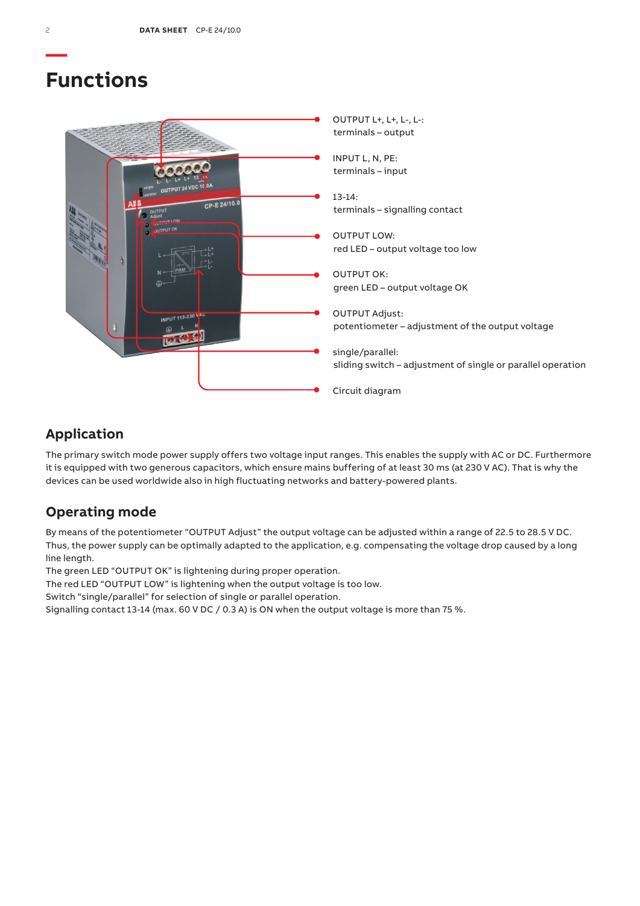# Functions

OUTPUT L+, L+, L-, L-:
terminals – output

INPUT L, N, PE:
terminals – input

13-14:
terminals – signalling contact

OUTPUT LOW:
red LED – output voltage too low

OUTPUT OK:
green LED – output voltage OK

OUTPUT Adjust:
potentiometer – adjustment of the output voltage

single/parallel:
sliding switch – adjustment of single or parallel operation

Circuit diagram

## Application

The primary switch mode power supply offers two voltage input ranges. This enables the supply with AC or DC. Furthermore it is equipped with two generous capacitors, which ensure mains buffering of at least 30 ms (at 230 V AC). That is why the devices can be used worldwide also in high fluctuating networks and battery-powered plants.

## Operating mode

By means of the potentiometer "OUTPUT Adjust" the output voltage can be adjusted within a range of 22.5 to 28.5 V DC. Thus, the power supply can be optimally adapted to the application, e.g. compensating the voltage drop caused by a long line length.
The green LED "OUTPUT OK" is lightening during proper operation.
The red LED "OUTPUT LOW" is lightening when the output voltage is too low.
Switch "single/parallel" for selection of single or parallel operation.
Signalling contact 13-14 (max. 60 V DC / 0.3 A) is ON when the output voltage is more than 75 %.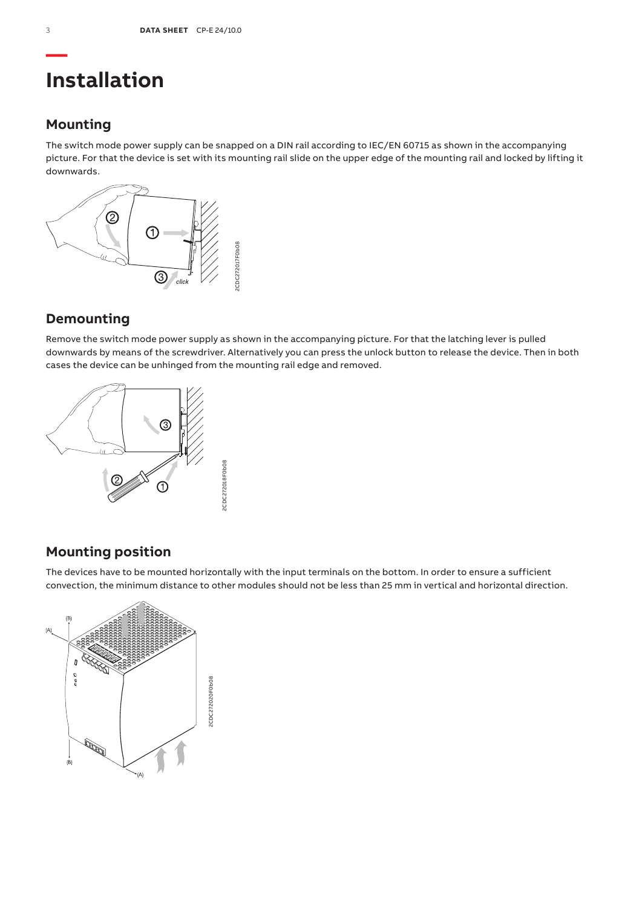# Installation

## Mounting

The switch mode power supply can be snapped on a DIN rail according to IEC/EN 60715 as shown in the accompanying picture. For that the device is set with its mounting rail slide on the upper edge of the mounting rail and locked by lifting it downwards.

## Demounting

Remove the switch mode power supply as shown in the accompanying picture. For that the latching lever is pulled downwards by means of the screwdriver. Alternatively you can press the unlock button to release the device. Then in both cases the device can be unhinged from the mounting rail edge and removed.

## Mounting position

The devices have to be mounted horizontally with the input terminals on the bottom. In order to ensure a sufficient convection, the minimum distance to other modules should not be less than 25 mm in vertical and horizontal direction.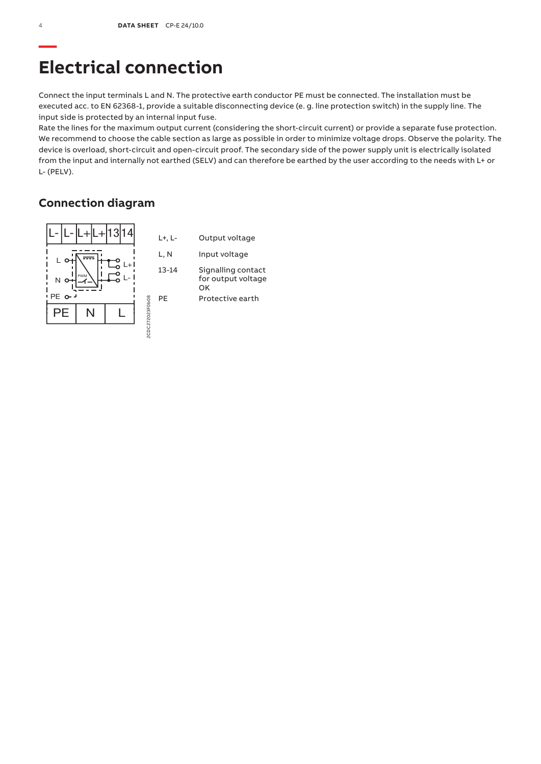# Electrical connection

Connect the input terminals L and N. The protective earth conductor PE must be connected. The installation must be executed acc. to EN 62368-1, provide a suitable disconnecting device (e. g. line protection switch) in the supply line. The input side is protected by an internal input fuse.

Rate the lines for the maximum output current (considering the short-circuit current) or provide a separate fuse protection. We recommend to choose the cable section as large as possible in order to minimize voltage drops. Observe the polarity. The device is overload, short-circuit and open-circuit proof. The secondary side of the power supply unit is electrically isolated from the input and internally not earthed (SELV) and can therefore be earthed by the user according to the needs with L+ or L- (PELV).

## Connection diagram

| | |
|---|---|
| L+, L- | Output voltage |
| L, N | Input voltage |
| 13-14 | Signalling contact for output voltage OK |
| PE | Protective earth |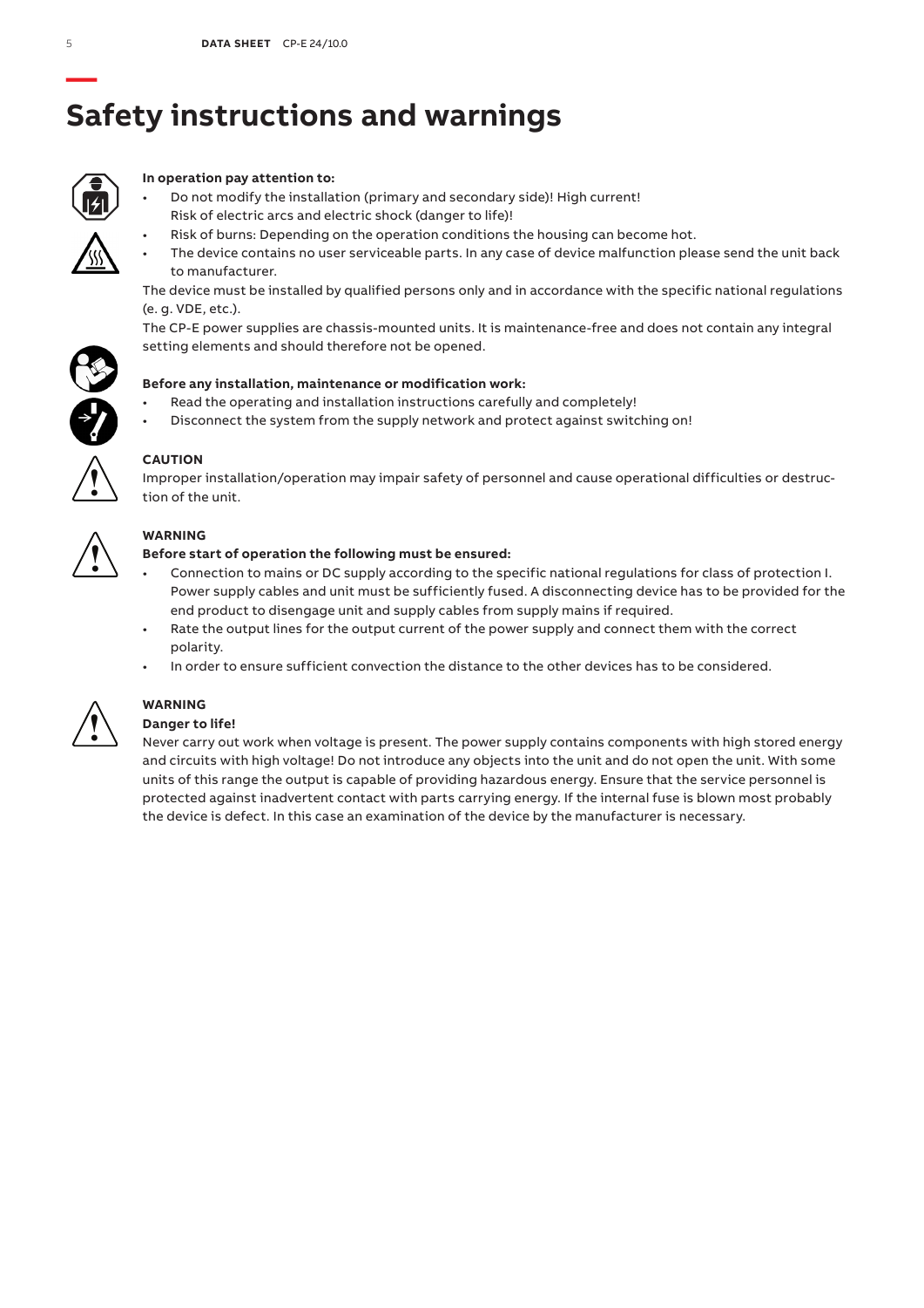# Safety instructions and warnings

**In operation pay attention to:**

- Do not modify the installation (primary and secondary side)! High current! Risk of electric arcs and electric shock (danger to life)!
- Risk of burns: Depending on the operation conditions the housing can become hot.
- The device contains no user serviceable parts. In any case of device malfunction please send the unit back to manufacturer.

The device must be installed by qualified persons only and in accordance with the specific national regulations (e. g. VDE, etc.).

The CP-E power supplies are chassis-mounted units. It is maintenance-free and does not contain any integral setting elements and should therefore not be opened.

**Before any installation, maintenance or modification work:**

- Read the operating and installation instructions carefully and completely!
- Disconnect the system from the supply network and protect against switching on!

**CAUTION**

Improper installation/operation may impair safety of personnel and cause operational difficulties or destruction of the unit.

**WARNING**

**Before start of operation the following must be ensured:**

- Connection to mains or DC supply according to the specific national regulations for class of protection I. Power supply cables and unit must be sufficiently fused. A disconnecting device has to be provided for the end product to disengage unit and supply cables from supply mains if required.
- Rate the output lines for the output current of the power supply and connect them with the correct polarity.
- In order to ensure sufficient convection the distance to the other devices has to be considered.

**WARNING**

**Danger to life!**

Never carry out work when voltage is present. The power supply contains components with high stored energy and circuits with high voltage! Do not introduce any objects into the unit and do not open the unit. With some units of this range the output is capable of providing hazardous energy. Ensure that the service personnel is protected against inadvertent contact with parts carrying energy. If the internal fuse is blown most probably the device is defect. In this case an examination of the device by the manufacturer is necessary.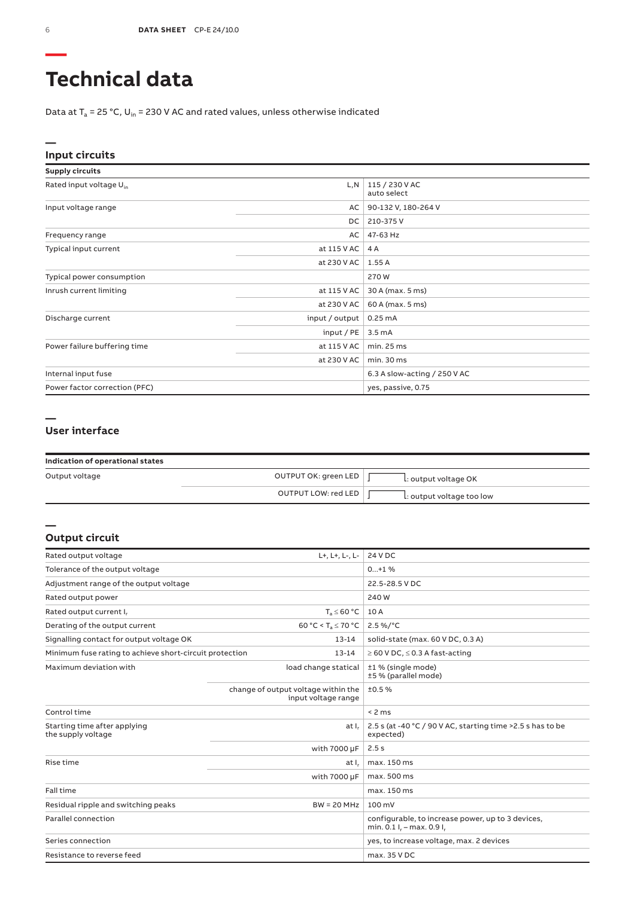# Technical data

Data at $T_a$ = 25 °C, $U_{in}$ = 230 V AC and rated values, unless otherwise indicated

## Input circuits

| Supply circuits | | |
|---|---|---|
| Rated input voltage $U_{in}$ | L,N | 115 / 230 V AC auto select |
| Input voltage range | AC | 90-132 V, 180-264 V |
| | DC | 210-375 V |
| Frequency range | AC | 47-63 Hz |
| Typical input current | at 115 V AC | 4 A |
| | at 230 V AC | 1.55 A |
| Typical power consumption | | 270 W |
| Inrush current limiting | at 115 V AC | 30 A (max. 5 ms) |
| | at 230 V AC | 60 A (max. 5 ms) |
| Discharge current | input / output | 0.25 mA |
| | input / PE | 3.5 mA |
| Power failure buffering time | at 115 V AC | min. 25 ms |
| | at 230 V AC | min. 30 ms |
| Internal input fuse | | 6.3 A slow-acting / 250 V AC |
| Power factor correction (PFC) | | yes, passive, 0.75 |

## User interface

| Indication of operational states | | |
|---|---|---|
| Output voltage | OUTPUT OK: green LED | : output voltage OK |
| | OUTPUT LOW: red LED | : output voltage too low |

## Output circuit

| | | |
|---|---|---|
| Rated output voltage | L+, L+, L-, L- | 24 V DC |
| Tolerance of the output voltage | | 0...+1 % |
| Adjustment range of the output voltage | | 22.5-28.5 V DC |
| Rated output power | | 240 W |
| Rated output current $I_r$ | $T_a \leq 60$ °C | 10 A |
| Derating of the output current | 60 °C < $T_a \leq 70$ °C | 2.5 %/°C |
| Signalling contact for output voltage OK | 13-14 | solid-state (max. 60 V DC, 0.3 A) |
| Minimum fuse rating to achieve short-circuit protection | 13-14 | ≥ 60 V DC, ≤ 0.3 A fast-acting |
| Maximum deviation with | load change statical | ±1 % (single mode) ±5 % (parallel mode) |
| | change of output voltage within the input voltage range | ±0.5 % |
| Control time | | < 2 ms |
| Starting time after applying the supply voltage | at $I_r$ | 2.5 s (at -40 °C / 90 V AC, starting time >2.5 s has to be expected) |
| | with 7000 µF | 2.5 s |
| Rise time | at $I_r$ | max. 150 ms |
| | with 7000 µF | max. 500 ms |
| Fall time | | max. 150 ms |
| Residual ripple and switching peaks | BW = 20 MHz | 100 mV |
| Parallel connection | | configurable, to increase power, up to 3 devices, min. 0.1 $I_r$ – max. 0.9 $I_r$ |
| Series connection | | yes, to increase voltage, max. 2 devices |
| Resistance to reverse feed | | max. 35 V DC |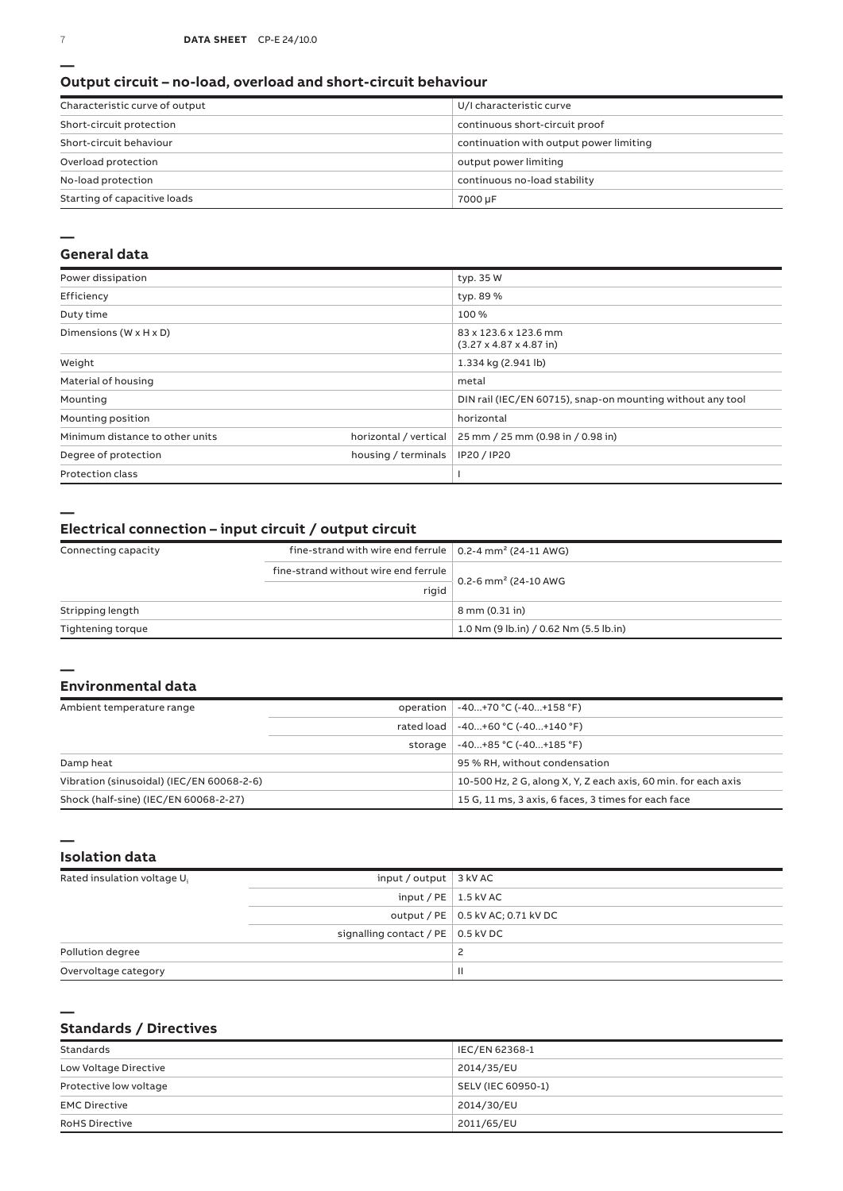## Output circuit – no-load, overload and short-circuit behaviour

| | |
|---|---|
| Characteristic curve of output | U/I characteristic curve |
| Short-circuit protection | continuous short-circuit proof |
| Short-circuit behaviour | continuation with output power limiting |
| Overload protection | output power limiting |
| No-load protection | continuous no-load stability |
| Starting of capacitive loads | 7000 µF |

## General data

| | | |
|---|---|---|
| Power dissipation | | typ. 35 W |
| Efficiency | | typ. 89 % |
| Duty time | | 100 % |
| Dimensions (W x H x D) | | 83 x 123.6 x 123.6 mm (3.27 x 4.87 x 4.87 in) |
| Weight | | 1.334 kg (2.941 lb) |
| Material of housing | | metal |
| Mounting | | DIN rail (IEC/EN 60715), snap-on mounting without any tool |
| Mounting position | | horizontal |
| Minimum distance to other units | horizontal / vertical | 25 mm / 25 mm (0.98 in / 0.98 in) |
| Degree of protection | housing / terminals | IP20 / IP20 |
| Protection class | | I |

## Electrical connection – input circuit / output circuit

| | | |
|---|---|---|
| Connecting capacity | fine-strand with wire end ferrule | 0.2-4 mm² (24-11 AWG) |
| | fine-strand without wire end ferrule | 0.2-6 mm² (24-10 AWG |
| | rigid | |
| Stripping length | | 8 mm (0.31 in) |
| Tightening torque | | 1.0 Nm (9 lb.in) / 0.62 Nm (5.5 lb.in) |

## Environmental data

| | | |
|---|---|---|
| Ambient temperature range | operation | -40...+70 °C (-40...+158 °F) |
| | rated load | -40...+60 °C (-40...+140 °F) |
| | storage | -40...+85 °C (-40...+185 °F) |
| Damp heat | | 95 % RH, without condensation |
| Vibration (sinusoidal) (IEC/EN 60068-2-6) | | 10-500 Hz, 2 G, along X, Y, Z each axis, 60 min. for each axis |
| Shock (half-sine) (IEC/EN 60068-2-27) | | 15 G, 11 ms, 3 axis, 6 faces, 3 times for each face |

## Isolation data

| | | |
|---|---|---|
| Rated insulation voltage $U_i$ | input / output | 3 kV AC |
| | input / PE | 1.5 kV AC |
| | output / PE | 0.5 kV AC; 0.71 kV DC |
| | signalling contact / PE | 0.5 kV DC |
| Pollution degree | | 2 |
| Overvoltage category | | II |

## Standards / Directives

| | |
|---|---|
| Standards | IEC/EN 62368-1 |
| Low Voltage Directive | 2014/35/EU |
| Protective low voltage | SELV (IEC 60950-1) |
| EMC Directive | 2014/30/EU |
| RoHS Directive | 2011/65/EU |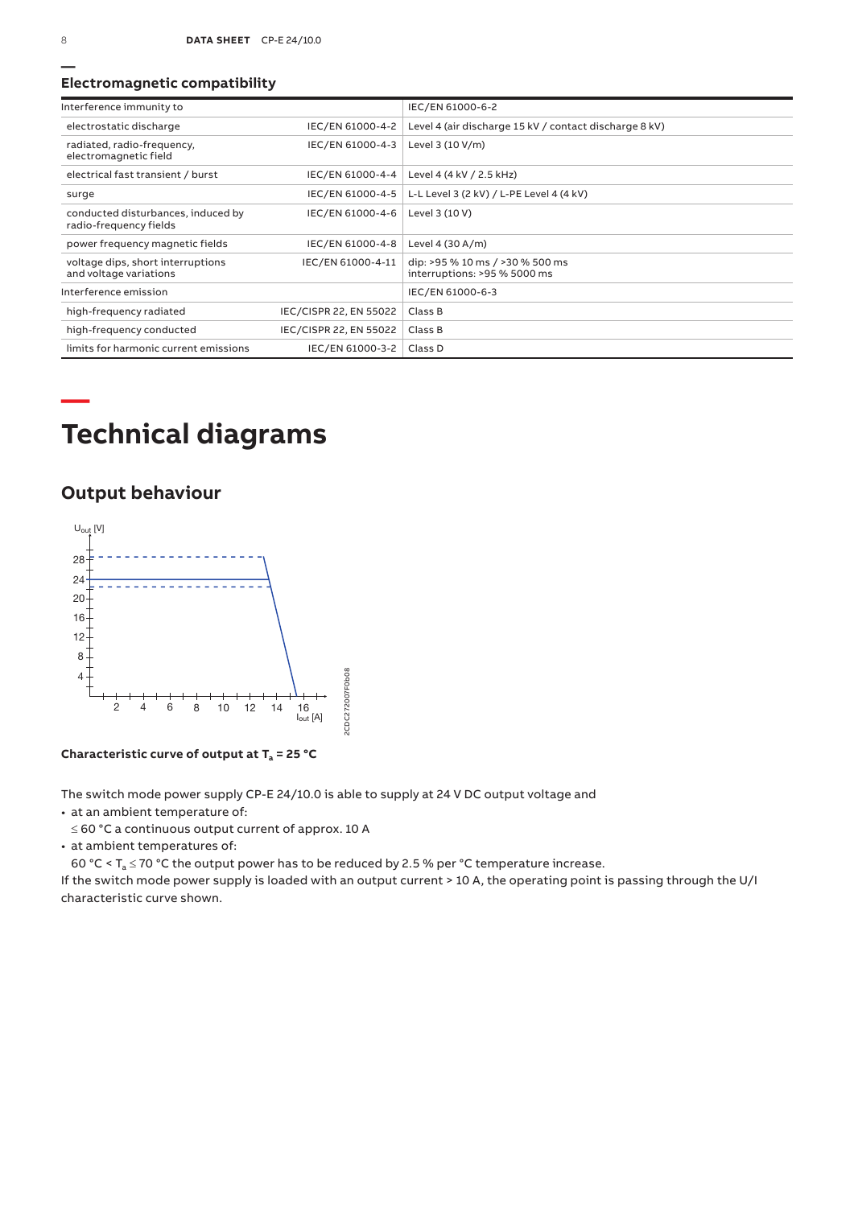## Electromagnetic compatibility

| Interference immunity to | | IEC/EN 61000-6-2 |
|---|---|---|
| electrostatic discharge | IEC/EN 61000-4-2 | Level 4 (air discharge 15 kV / contact discharge 8 kV) |
| radiated, radio-frequency, electromagnetic field | IEC/EN 61000-4-3 | Level 3 (10 V/m) |
| electrical fast transient / burst | IEC/EN 61000-4-4 | Level 4 (4 kV / 2.5 kHz) |
| surge | IEC/EN 61000-4-5 | L-L Level 3 (2 kV) / L-PE Level 4 (4 kV) |
| conducted disturbances, induced by radio-frequency fields | IEC/EN 61000-4-6 | Level 3 (10 V) |
| power frequency magnetic fields | IEC/EN 61000-4-8 | Level 4 (30 A/m) |
| voltage dips, short interruptions and voltage variations | IEC/EN 61000-4-11 | dip: >95 % 10 ms / >30 % 500 ms<br>interruptions: >95 % 5000 ms |
| Interference emission | | IEC/EN 61000-6-3 |
| high-frequency radiated | IEC/CISPR 22, EN 55022 | Class B |
| high-frequency conducted | IEC/CISPR 22, EN 55022 | Class B |
| limits for harmonic current emissions | IEC/EN 61000-3-2 | Class D |

# Technical diagrams

## Output behaviour

**Characteristic curve of output at $T_a$ = 25 °C**

The switch mode power supply CP-E 24/10.0 is able to supply at 24 V DC output voltage and

- at an ambient temperature of:
  ≤ 60 °C a continuous output current of approx. 10 A
- at ambient temperatures of:
  60 °C < $T_a$ ≤ 70 °C the output power has to be reduced by 2.5 % per °C temperature increase.

If the switch mode power supply is loaded with an output current > 10 A, the operating point is passing through the U/I characteristic curve shown.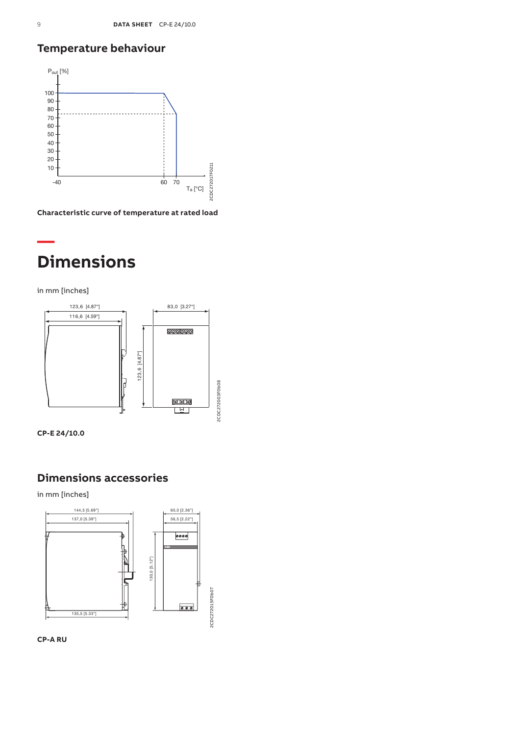## Temperature behaviour

**Characteristic curve of temperature at rated load**

# Dimensions

in mm [inches]

**CP-E 24/10.0**

## Dimensions accessories

in mm [inches]

**CP-A RU**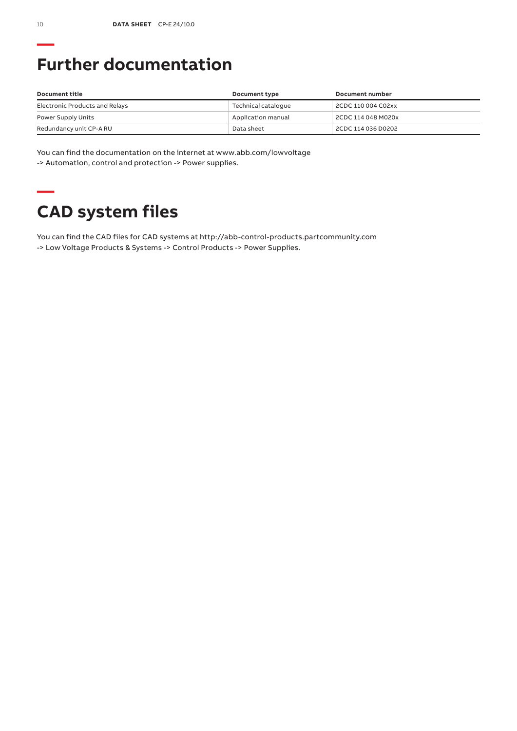## Further documentation

| Document title | Document type | Document number |
| --- | --- | --- |
| Electronic Products and Relays | Technical catalogue | 2CDC 110 004 C02xx |
| Power Supply Units | Application manual | 2CDC 114 048 M020x |
| Redundancy unit CP-A RU | Data sheet | 2CDC 114 036 D0202 |

You can find the documentation on the internet at www.abb.com/lowvoltage
-> Automation, control and protection -> Power supplies.

## CAD system files

You can find the CAD files for CAD systems at http://abb-control-products.partcommunity.com
-> Low Voltage Products & Systems -> Control Products -> Power Supplies.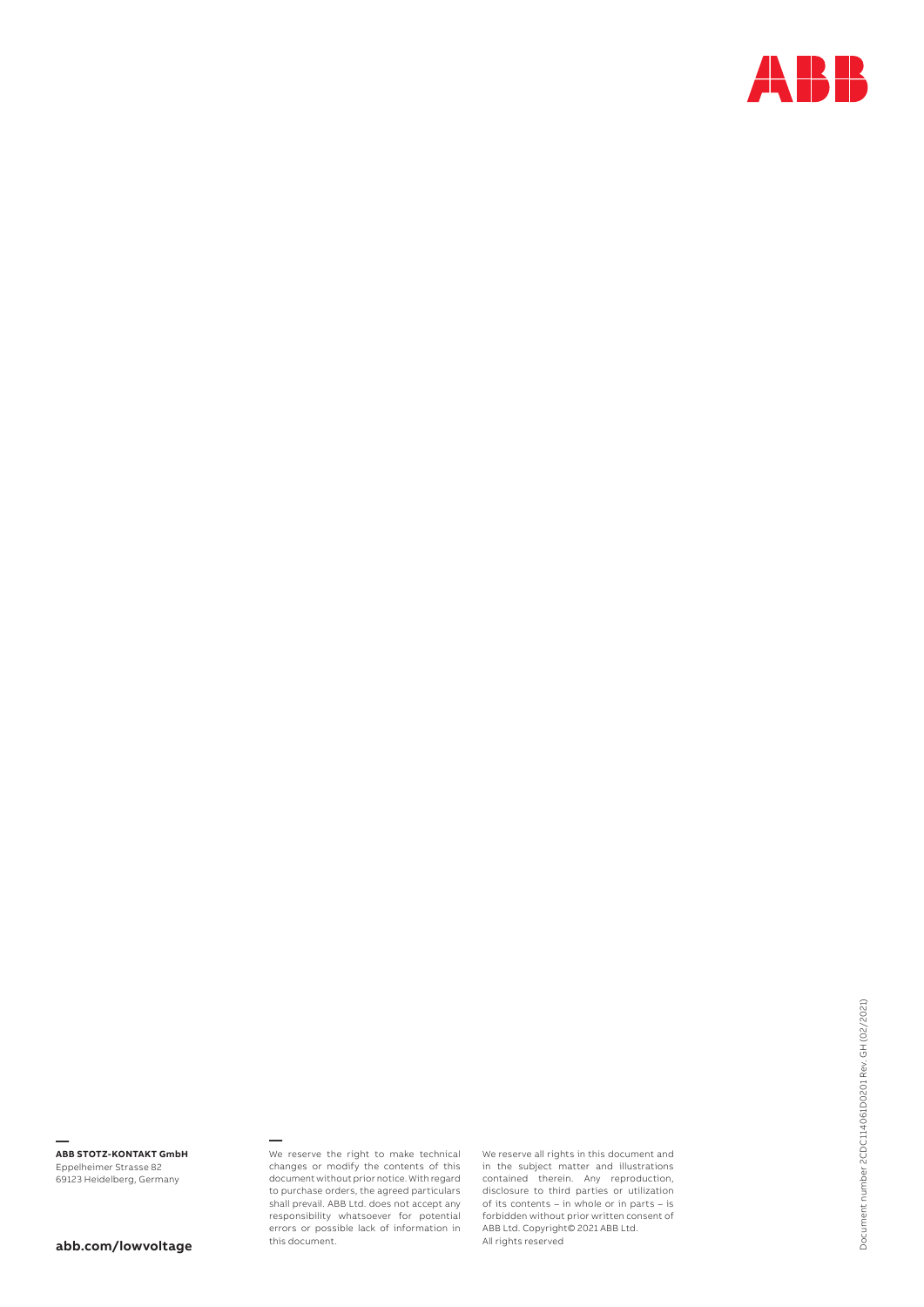—

**ABB STOTZ-KONTAKT GmbH**
Eppelheimer Strasse 82
69123 Heidelberg, Germany

**abb.com/lowvoltage**

—

We reserve the right to make technical changes or modify the contents of this document without prior notice. With regard to purchase orders, the agreed particulars shall prevail. ABB Ltd. does not accept any responsibility whatsoever for potential errors or possible lack of information in this document.

We reserve all rights in this document and in the subject matter and illustrations contained therein. Any reproduction, disclosure to third parties or utilization of its contents – in whole or in parts – is forbidden without prior written consent of ABB Ltd. Copyright© 2021 ABB Ltd.
All rights reserved

Document number 2CDC114061D0201 Rev. GH (02/2021)